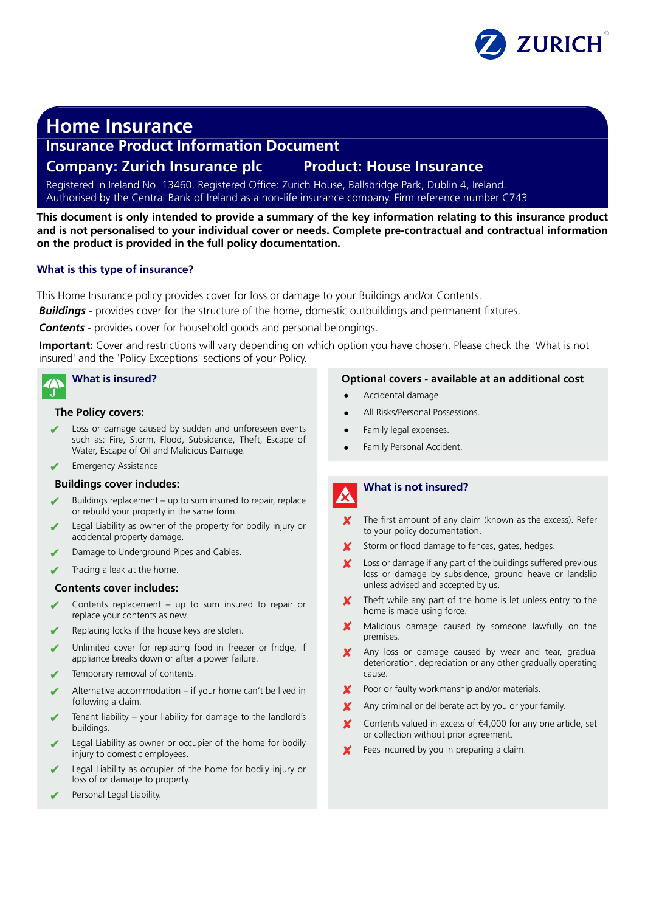ZURICH

# Home Insurance

## Insurance Product Information Document

## Company: Zurich Insurance plc Product: House Insurance

Registered in Ireland No. 13460. Registered Office: Zurich House, Ballsbridge Park, Dublin 4, Ireland.
Authorised by the Central Bank of Ireland as a non-life insurance company. Firm reference number C743

**This document is only intended to provide a summary of the key information relating to this insurance product and is not personalised to your individual cover or needs. Complete pre-contractual and contractual information on the product is provided in the full policy documentation.**

### What is this type of insurance?

This Home Insurance policy provides cover for loss or damage to your Buildings and/or Contents.

***Buildings*** - provides cover for the structure of the home, domestic outbuildings and permanent fixtures.

***Contents*** - provides cover for household goods and personal belongings.

**Important:** Cover and restrictions will vary depending on which option you have chosen. Please check the 'What is not insured' and the 'Policy Exceptions' sections of your Policy.

### What is insured?

**The Policy covers:**

- ✔ Loss or damage caused by sudden and unforeseen events such as: Fire, Storm, Flood, Subsidence, Theft, Escape of Water, Escape of Oil and Malicious Damage.
- ✔ Emergency Assistance

**Buildings cover includes:**

- ✔ Buildings replacement – up to sum insured to repair, replace or rebuild your property in the same form.
- ✔ Legal Liability as owner of the property for bodily injury or accidental property damage.
- ✔ Damage to Underground Pipes and Cables.
- ✔ Tracing a leak at the home.

**Contents cover includes:**

- ✔ Contents replacement – up to sum insured to repair or replace your contents as new.
- ✔ Replacing locks if the house keys are stolen.
- ✔ Unlimited cover for replacing food in freezer or fridge, if appliance breaks down or after a power failure.
- ✔ Temporary removal of contents.
- ✔ Alternative accommodation – if your home can't be lived in following a claim.
- ✔ Tenant liability – your liability for damage to the landlord's buildings.
- ✔ Legal Liability as owner or occupier of the home for bodily injury to domestic employees.
- ✔ Legal Liability as occupier of the home for bodily injury or loss of or damage to property.
- ✔ Personal Legal Liability.

### Optional covers - available at an additional cost

- Accidental damage.
- All Risks/Personal Possessions.
- Family legal expenses.
- Family Personal Accident.

### What is not insured?

- ✘ The first amount of any claim (known as the excess). Refer to your policy documentation.
- ✘ Storm or flood damage to fences, gates, hedges.
- ✘ Loss or damage if any part of the buildings suffered previous loss or damage by subsidence, ground heave or landslip unless advised and accepted by us.
- ✘ Theft while any part of the home is let unless entry to the home is made using force.
- ✘ Malicious damage caused by someone lawfully on the premises.
- ✘ Any loss or damage caused by wear and tear, gradual deterioration, depreciation or any other gradually operating cause.
- ✘ Poor or faulty workmanship and/or materials.
- ✘ Any criminal or deliberate act by you or your family.
- ✘ Contents valued in excess of €4,000 for any one article, set or collection without prior agreement.
- ✘ Fees incurred by you in preparing a claim.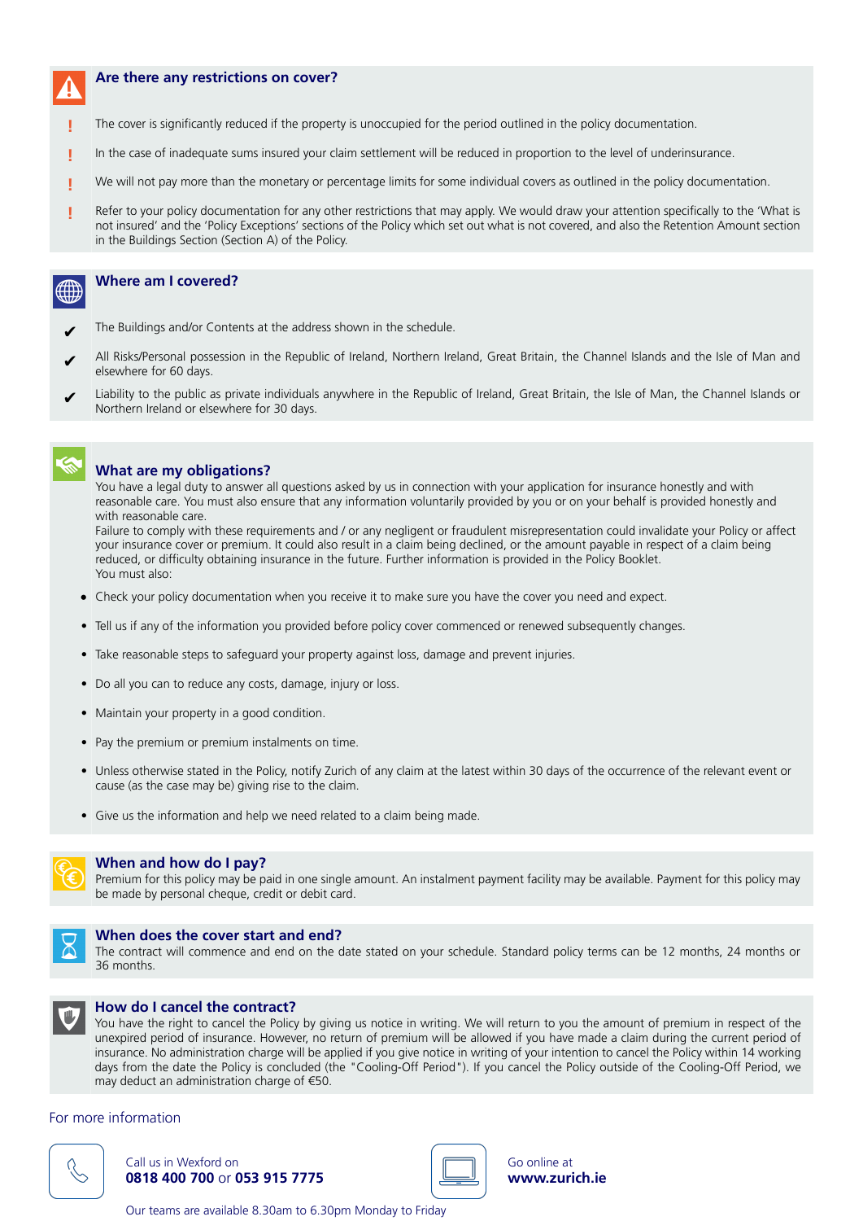## Are there any restrictions on cover?

- ! The cover is significantly reduced if the property is unoccupied for the period outlined in the policy documentation.
- ! In the case of inadequate sums insured your claim settlement will be reduced in proportion to the level of underinsurance.
- ! We will not pay more than the monetary or percentage limits for some individual covers as outlined in the policy documentation.
- ! Refer to your policy documentation for any other restrictions that may apply. We would draw your attention specifically to the 'What is not insured' and the 'Policy Exceptions' sections of the Policy which set out what is not covered, and also the Retention Amount section in the Buildings Section (Section A) of the Policy.

## Where am I covered?

- ✔ The Buildings and/or Contents at the address shown in the schedule.
- ✔ All Risks/Personal possession in the Republic of Ireland, Northern Ireland, Great Britain, the Channel Islands and the Isle of Man and elsewhere for 60 days.
- ✔ Liability to the public as private individuals anywhere in the Republic of Ireland, Great Britain, the Isle of Man, the Channel Islands or Northern Ireland or elsewhere for 30 days.

## What are my obligations?

You have a legal duty to answer all questions asked by us in connection with your application for insurance honestly and with reasonable care. You must also ensure that any information voluntarily provided by you or on your behalf is provided honestly and with reasonable care.
Failure to comply with these requirements and / or any negligent or fraudulent misrepresentation could invalidate your Policy or affect your insurance cover or premium. It could also result in a claim being declined, or the amount payable in respect of a claim being reduced, or difficulty obtaining insurance in the future. Further information is provided in the Policy Booklet.
You must also:

- Check your policy documentation when you receive it to make sure you have the cover you need and expect.
- Tell us if any of the information you provided before policy cover commenced or renewed subsequently changes.
- Take reasonable steps to safeguard your property against loss, damage and prevent injuries.
- Do all you can to reduce any costs, damage, injury or loss.
- Maintain your property in a good condition.
- Pay the premium or premium instalments on time.
- Unless otherwise stated in the Policy, notify Zurich of any claim at the latest within 30 days of the occurrence of the relevant event or cause (as the case may be) giving rise to the claim.
- Give us the information and help we need related to a claim being made.

## When and how do I pay?

Premium for this policy may be paid in one single amount. An instalment payment facility may be available. Payment for this policy may be made by personal cheque, credit or debit card.

## When does the cover start and end?

The contract will commence and end on the date stated on your schedule. Standard policy terms can be 12 months, 24 months or 36 months.

## How do I cancel the contract?

You have the right to cancel the Policy by giving us notice in writing. We will return to you the amount of premium in respect of the unexpired period of insurance. However, no return of premium will be allowed if you have made a claim during the current period of insurance. No administration charge will be applied if you give notice in writing of your intention to cancel the Policy within 14 working days from the date the Policy is concluded (the "Cooling-Off Period"). If you cancel the Policy outside of the Cooling-Off Period, we may deduct an administration charge of €50.

## For more information

Call us in Wexford on
**0818 400 700** or **053 915 7775**

Go online at
**www.zurich.ie**

Our teams are available 8.30am to 6.30pm Monday to Friday